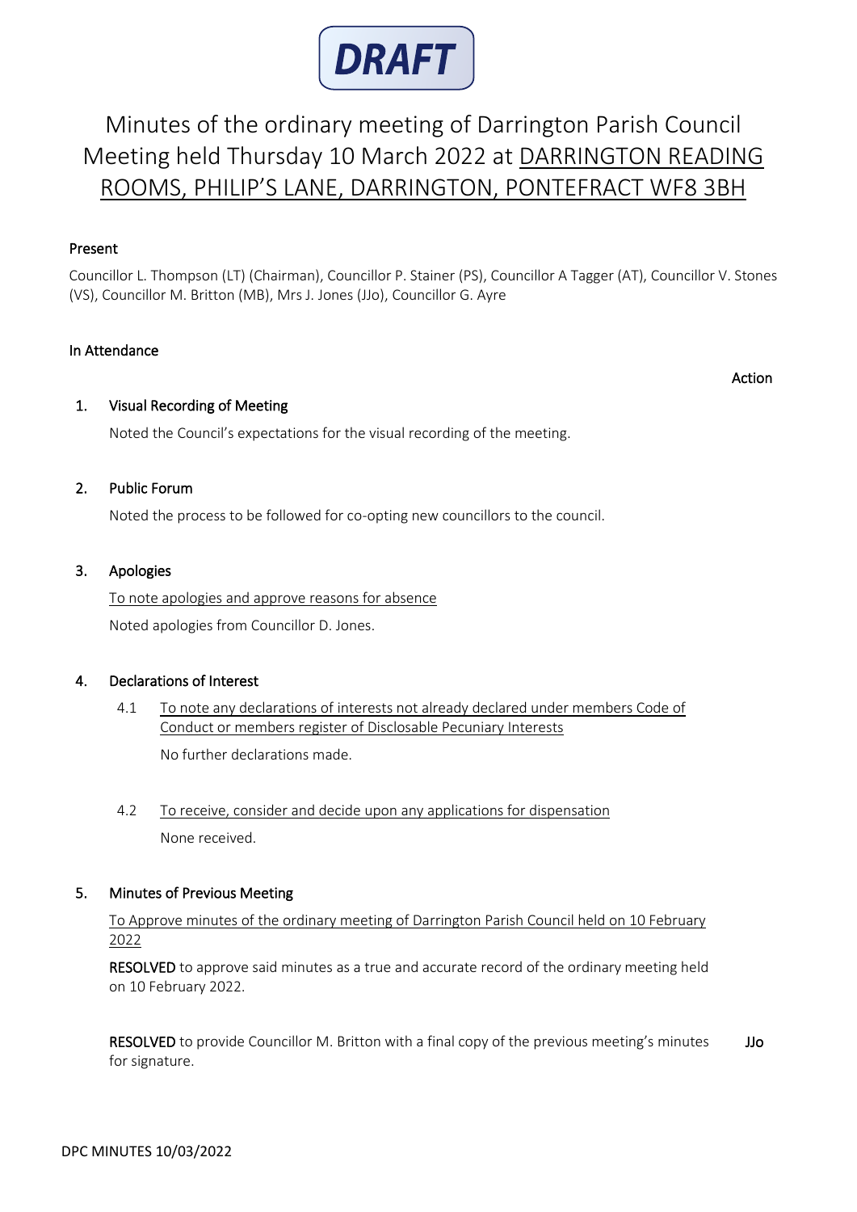**DRAFT**

# Minutes of the ordinary meeting of Darrington Parish Council Meeting held Thursday 10 March 2022 at DARRINGTON READING ROOMS, PHILIP'S LANE, DARRINGTON, PONTEFRACT WF8 3BH

**Present**

Councillor L. Thompson (LT) (Chairman), Councillor P. Stainer (PS), Councillor A Tagger (AT), Councillor V. Stones (VS), Councillor M. Britton (MB), Mrs J. Jones (JJo), Councillor G. Ayre

**In Attendance**

Action

## 1. Visual Recording of Meeting

Noted the Council's expectations for the visual recording of the meeting.

## 2. Public Forum

Noted the process to be followed for co-opting new councillors to the council.

## 3. Apologies

To note apologies and approve reasons for absence

Noted apologies from Councillor D. Jones.

## 4. Declarations of Interest

4.1 To note any declarations of interests not already declared under members Code of Conduct or members register of Disclosable Pecuniary Interests

No further declarations made.

4.2 To receive, consider and decide upon any applications for dispensation

None received.

## 5. Minutes of Previous Meeting

To Approve minutes of the ordinary meeting of Darrington Parish Council held on 10 February 2022

**RESOLVED** to approve said minutes as a true and accurate record of the ordinary meeting held on 10 February 2022.

**RESOLVED** to provide Councillor M. Britton with a final copy of the previous meeting's minutes for signature. — JJo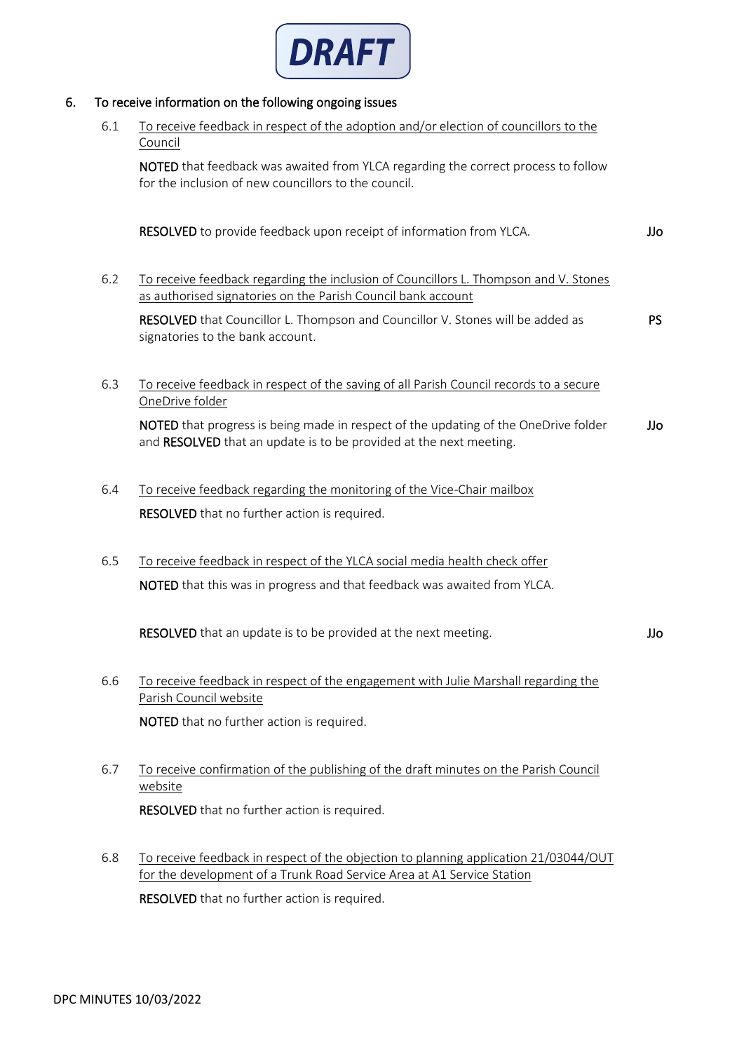**DRAFT**

## 6. To receive information on the following ongoing issues

6.1 To receive feedback in respect of the adoption and/or election of councillors to the Council

**NOTED** that feedback was awaited from YLCA regarding the correct process to follow for the inclusion of new councillors to the council.

**RESOLVED** to provide feedback upon receipt of information from YLCA. **JJo**

6.2 To receive feedback regarding the inclusion of Councillors L. Thompson and V. Stones as authorised signatories on the Parish Council bank account

**RESOLVED** that Councillor L. Thompson and Councillor V. Stones will be added as signatories to the bank account. **PS**

6.3 To receive feedback in respect of the saving of all Parish Council records to a secure OneDrive folder

**NOTED** that progress is being made in respect of the updating of the OneDrive folder and **RESOLVED** that an update is to be provided at the next meeting. **JJo**

6.4 To receive feedback regarding the monitoring of the Vice-Chair mailbox

**RESOLVED** that no further action is required.

6.5 To receive feedback in respect of the YLCA social media health check offer

**NOTED** that this was in progress and that feedback was awaited from YLCA.

**RESOLVED** that an update is to be provided at the next meeting. **JJo**

6.6 To receive feedback in respect of the engagement with Julie Marshall regarding the Parish Council website

**NOTED** that no further action is required.

6.7 To receive confirmation of the publishing of the draft minutes on the Parish Council website

**RESOLVED** that no further action is required.

6.8 To receive feedback in respect of the objection to planning application 21/03044/OUT for the development of a Trunk Road Service Area at A1 Service Station

**RESOLVED** that no further action is required.

DPC MINUTES 10/03/2022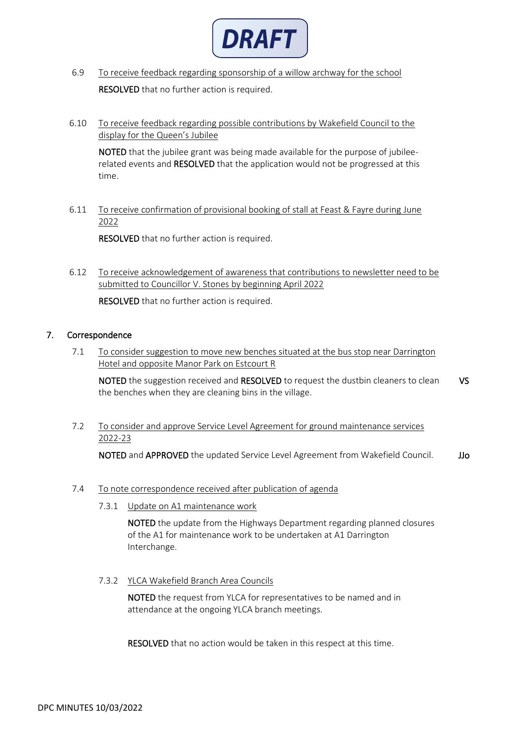**DRAFT**

6.9 To receive feedback regarding sponsorship of a willow archway for the school

**RESOLVED** that no further action is required.

6.10 To receive feedback regarding possible contributions by Wakefield Council to the display for the Queen's Jubilee

**NOTED** that the jubilee grant was being made available for the purpose of jubilee-related events and **RESOLVED** that the application would not be progressed at this time.

6.11 To receive confirmation of provisional booking of stall at Feast & Fayre during June 2022

**RESOLVED** that no further action is required.

6.12 To receive acknowledgement of awareness that contributions to newsletter need to be submitted to Councillor V. Stones by beginning April 2022

**RESOLVED** that no further action is required.

## 7. Correspondence

7.1 To consider suggestion to move new benches situated at the bus stop near Darrington Hotel and opposite Manor Park on Estcourt R

**NOTED** the suggestion received and **RESOLVED** to request the dustbin cleaners to clean the benches when they are cleaning bins in the village. **VS**

7.2 To consider and approve Service Level Agreement for ground maintenance services 2022-23

**NOTED** and **APPROVED** the updated Service Level Agreement from Wakefield Council. **JJo**

7.4 To note correspondence received after publication of agenda

7.3.1 Update on A1 maintenance work

**NOTED** the update from the Highways Department regarding planned closures of the A1 for maintenance work to be undertaken at A1 Darrington Interchange.

7.3.2 YLCA Wakefield Branch Area Councils

**NOTED** the request from YLCA for representatives to be named and in attendance at the ongoing YLCA branch meetings.

**RESOLVED** that no action would be taken in this respect at this time.

DPC MINUTES 10/03/2022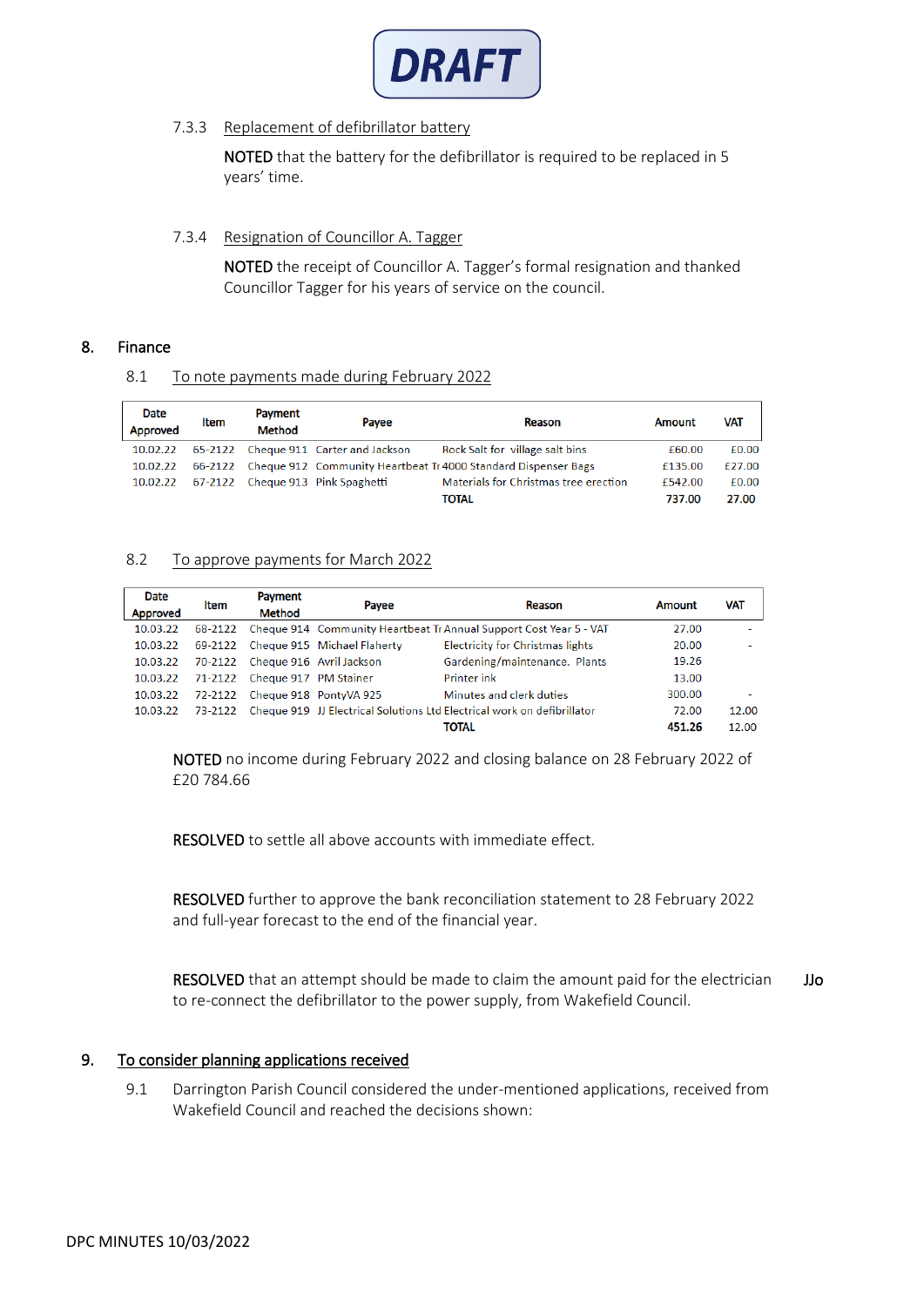**DRAFT**

7.3.3 Replacement of defibrillator battery

**NOTED** that the battery for the defibrillator is required to be replaced in 5 years' time.

7.3.4 Resignation of Councillor A. Tagger

**NOTED** the receipt of Councillor A. Tagger's formal resignation and thanked Councillor Tagger for his years of service on the council.

## 8. Finance

8.1 To note payments made during February 2022

| Date Approved | Item | Payment Method | Payee | Reason | Amount | VAT |
|---|---|---|---|---|---|---|
| 10.02.22 | 65-2122 | Cheque 911 | Carter and Jackson | Rock Salt for village salt bins | £60.00 | £0.00 |
| 10.02.22 | 66-2122 | Cheque 912 | Community Heartbeat Tr | 4000 Standard Dispenser Bags | £135.00 | £27.00 |
| 10.02.22 | 67-2122 | Cheque 913 | Pink Spaghetti | Materials for Christmas tree erection | £542.00 | £0.00 |
| | | | | **TOTAL** | **737.00** | **27.00** |

8.2 To approve payments for March 2022

| Date Approved | Item | Payment Method | Payee | Reason | Amount | VAT |
|---|---|---|---|---|---|---|
| 10.03.22 | 68-2122 | Cheque 914 | Community Heartbeat Tr | Annual Support Cost Year 5 - VAT | 27.00 | - |
| 10.03.22 | 69-2122 | Cheque 915 | Michael Flaherty | Electricity for Christmas lights | 20.00 | - |
| 10.03.22 | 70-2122 | Cheque 916 | Avril Jackson | Gardening/maintenance. Plants | 19.26 | |
| 10.03.22 | 71-2122 | Cheque 917 | PM Stainer | Printer ink | 13.00 | |
| 10.03.22 | 72-2122 | Cheque 918 | PontyVA 925 | Minutes and clerk duties | 300.00 | - |
| 10.03.22 | 73-2122 | Cheque 919 | JJ Electrical Solutions Ltd | Electrical work on defibrillator | 72.00 | 12.00 |
| | | | | **TOTAL** | **451.26** | **12.00** |

**NOTED** no income during February 2022 and closing balance on 28 February 2022 of £20 784.66

**RESOLVED** to settle all above accounts with immediate effect.

**RESOLVED** further to approve the bank reconciliation statement to 28 February 2022 and full-year forecast to the end of the financial year.

**RESOLVED** that an attempt should be made to claim the amount paid for the electrician to re-connect the defibrillator to the power supply, from Wakefield Council. **JJo**

## 9. To consider planning applications received

9.1 Darrington Parish Council considered the under-mentioned applications, received from Wakefield Council and reached the decisions shown: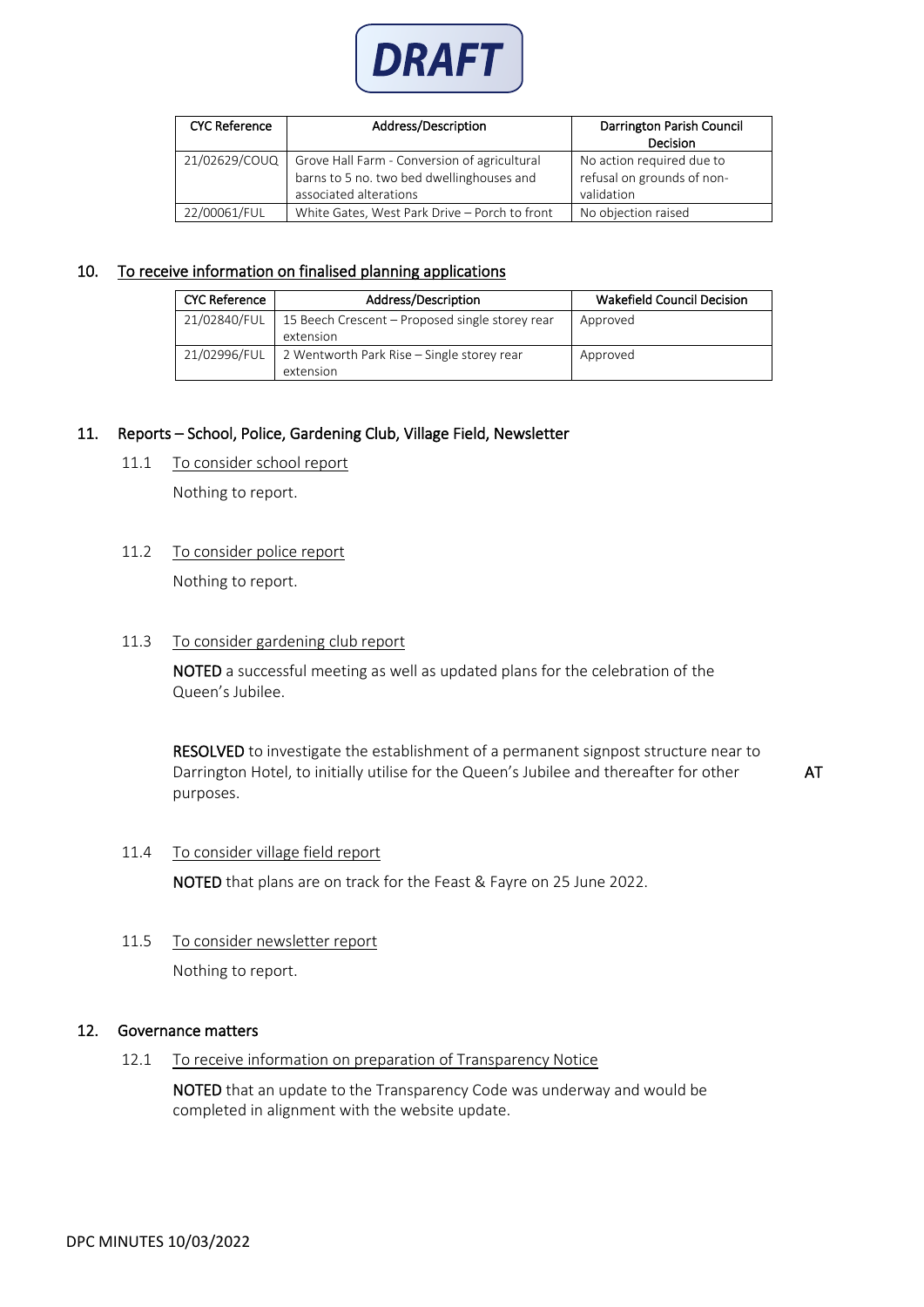DRAFT

| CYC Reference | Address/Description | Darrington Parish Council Decision |
|---|---|---|
| 21/02629/COUQ | Grove Hall Farm - Conversion of agricultural barns to 5 no. two bed dwellinghouses and associated alterations | No action required due to refusal on grounds of non-validation |
| 22/00061/FUL | White Gates, West Park Drive – Porch to front | No objection raised |

## 10. To receive information on finalised planning applications

| CYC Reference | Address/Description | Wakefield Council Decision |
|---|---|---|
| 21/02840/FUL | 15 Beech Crescent – Proposed single storey rear extension | Approved |
| 21/02996/FUL | 2 Wentworth Park Rise – Single storey rear extension | Approved |

## 11. Reports – School, Police, Gardening Club, Village Field, Newsletter

### 11.1 To consider school report

Nothing to report.

### 11.2 To consider police report

Nothing to report.

### 11.3 To consider gardening club report

**NOTED** a successful meeting as well as updated plans for the celebration of the Queen's Jubilee.

**RESOLVED** to investigate the establishment of a permanent signpost structure near to Darrington Hotel, to initially utilise for the Queen's Jubilee and thereafter for other purposes. **AT**

### 11.4 To consider village field report

**NOTED** that plans are on track for the Feast & Fayre on 25 June 2022.

### 11.5 To consider newsletter report

Nothing to report.

## 12. Governance matters

### 12.1 To receive information on preparation of Transparency Notice

**NOTED** that an update to the Transparency Code was underway and would be completed in alignment with the website update.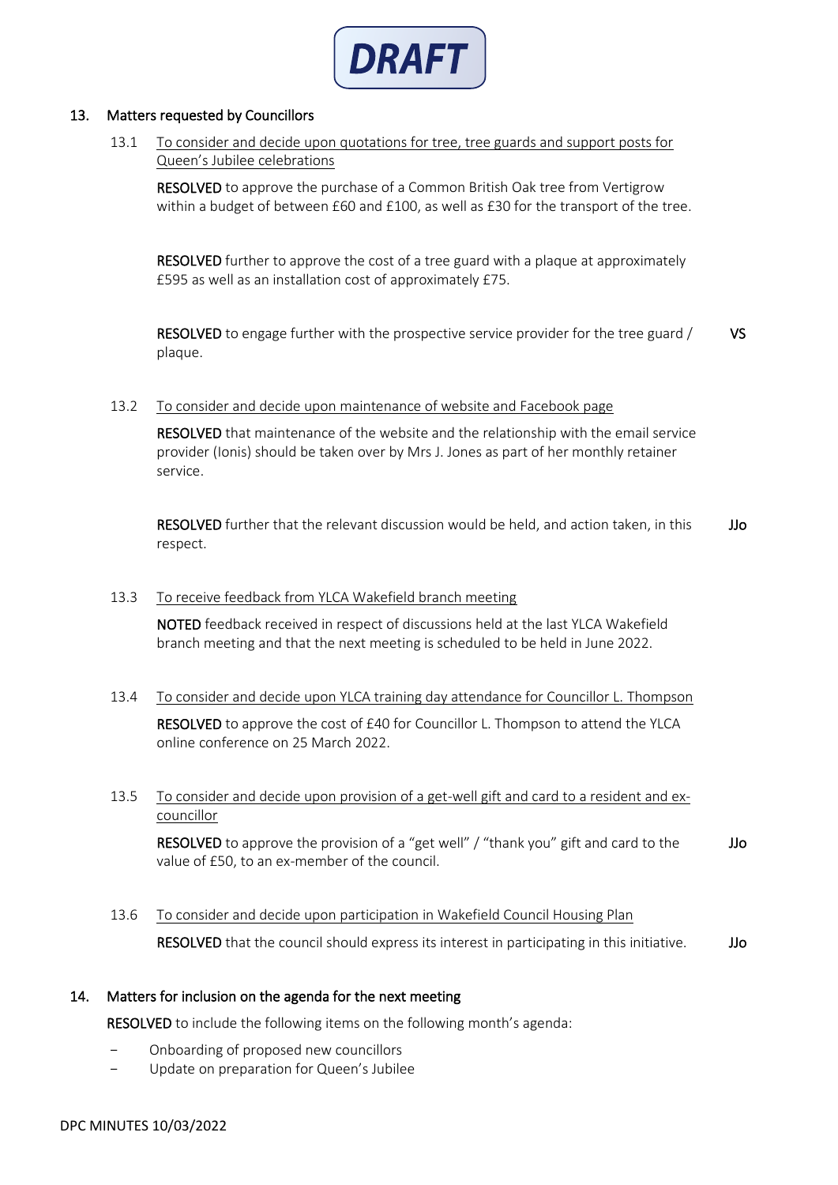**DRAFT**

## 13. Matters requested by Councillors

13.1 To consider and decide upon quotations for tree, tree guards and support posts for Queen's Jubilee celebrations

**RESOLVED** to approve the purchase of a Common British Oak tree from Vertigrow within a budget of between £60 and £100, as well as £30 for the transport of the tree.

**RESOLVED** further to approve the cost of a tree guard with a plaque at approximately £595 as well as an installation cost of approximately £75.

**RESOLVED** to engage further with the prospective service provider for the tree guard / plaque. **VS**

13.2 To consider and decide upon maintenance of website and Facebook page

**RESOLVED** that maintenance of the website and the relationship with the email service provider (Ionis) should be taken over by Mrs J. Jones as part of her monthly retainer service.

**RESOLVED** further that the relevant discussion would be held, and action taken, in this respect. **JJo**

13.3 To receive feedback from YLCA Wakefield branch meeting

**NOTED** feedback received in respect of discussions held at the last YLCA Wakefield branch meeting and that the next meeting is scheduled to be held in June 2022.

13.4 To consider and decide upon YLCA training day attendance for Councillor L. Thompson

**RESOLVED** to approve the cost of £40 for Councillor L. Thompson to attend the YLCA online conference on 25 March 2022.

13.5 To consider and decide upon provision of a get-well gift and card to a resident and ex-councillor

**RESOLVED** to approve the provision of a "get well" / "thank you" gift and card to the value of £50, to an ex-member of the council. **JJo**

13.6 To consider and decide upon participation in Wakefield Council Housing Plan

**RESOLVED** that the council should express its interest in participating in this initiative. **JJo**

## 14. Matters for inclusion on the agenda for the next meeting

**RESOLVED** to include the following items on the following month's agenda:

- Onboarding of proposed new councillors
- Update on preparation for Queen's Jubilee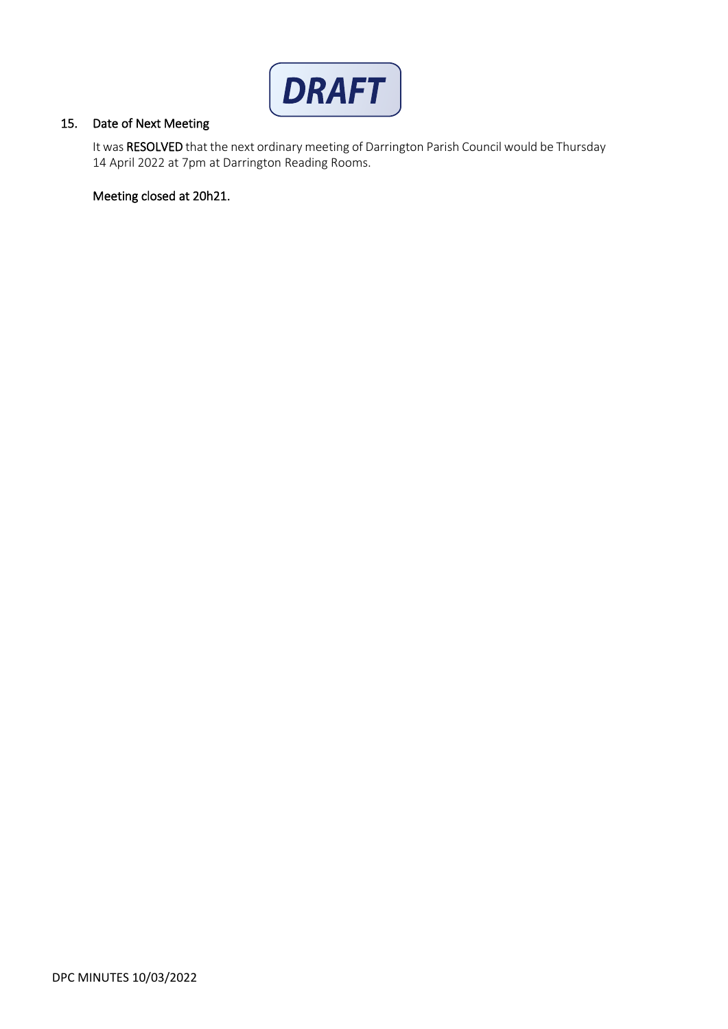DRAFT

## 15. Date of Next Meeting

It was **RESOLVED** that the next ordinary meeting of Darrington Parish Council would be Thursday 14 April 2022 at 7pm at Darrington Reading Rooms.

**Meeting closed at 20h21.**